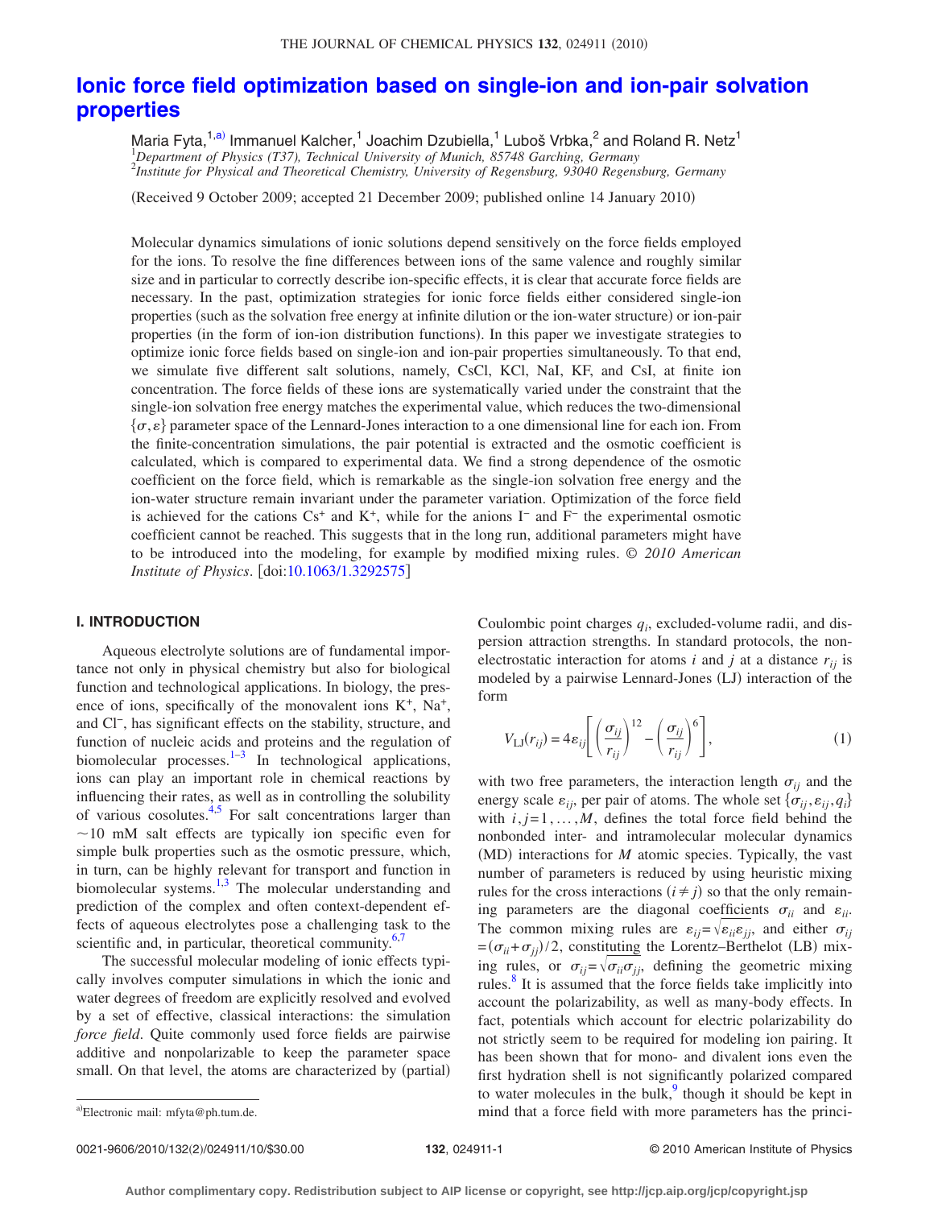# Ionic force field optimization based on single-ion and ion-pair solvation properties

Maria Fyta,[1,a)] Immanuel Kalcher,[1] Joachim Dzubiella,[1] Luboš Vrbka,[2] and Roland R. Netz[1]

[1]*Department of Physics (T37), Technical University of Munich, 85748 Garching, Germany*
[2]*Institute for Physical and Theoretical Chemistry, University of Regensburg, 93040 Regensburg, Germany*

(Received 9 October 2009; accepted 21 December 2009; published online 14 January 2010)

Molecular dynamics simulations of ionic solutions depend sensitively on the force fields employed for the ions. To resolve the fine differences between ions of the same valence and roughly similar size and in particular to correctly describe ion-specific effects, it is clear that accurate force fields are necessary. In the past, optimization strategies for ionic force fields either considered single-ion properties (such as the solvation free energy at infinite dilution or the ion-water structure) or ion-pair properties (in the form of ion-ion distribution functions). In this paper we investigate strategies to optimize ionic force fields based on single-ion and ion-pair properties simultaneously. To that end, we simulate five different salt solutions, namely, CsCl, KCl, NaI, KF, and CsI, at finite ion concentration. The force fields of these ions are systematically varied under the constraint that the single-ion solvation free energy matches the experimental value, which reduces the two-dimensional $\{\sigma,\varepsilon\}$ parameter space of the Lennard-Jones interaction to a one dimensional line for each ion. From the finite-concentration simulations, the pair potential is extracted and the osmotic coefficient is calculated, which is compared to experimental data. We find a strong dependence of the osmotic coefficient on the force field, which is remarkable as the single-ion solvation free energy and the ion-water structure remain invariant under the parameter variation. Optimization of the force field is achieved for the cations $Cs^+$ and $K^+$, while for the anions $I^-$ and $F^-$ the experimental osmotic coefficient cannot be reached. This suggests that in the long run, additional parameters might have to be introduced into the modeling, for example by modified mixing rules. © *2010 American Institute of Physics*. [doi:10.1063/1.3292575]

## I. INTRODUCTION

Aqueous electrolyte solutions are of fundamental importance not only in physical chemistry but also for biological function and technological applications. In biology, the presence of ions, specifically of the monovalent ions $K^+$, $Na^+$, and $Cl^-$, has significant effects on the stability, structure, and function of nucleic acids and proteins and the regulation of biomolecular processes.[1–3] In technological applications, ions can play an important role in chemical reactions by influencing their rates, as well as in controlling the solubility of various cosolutes.[4,5] For salt concentrations larger than ~10 mM salt effects are typically ion specific even for simple bulk properties such as the osmotic pressure, which, in turn, can be highly relevant for transport and function in biomolecular systems.[1,3] The molecular understanding and prediction of the complex and often context-dependent effects of aqueous electrolytes pose a challenging task to the scientific and, in particular, theoretical community.[6,7]

The successful molecular modeling of ionic effects typically involves computer simulations in which the ionic and water degrees of freedom are explicitly resolved and evolved by a set of effective, classical interactions: the simulation *force field*. Quite commonly used force fields are pairwise additive and nonpolarizable to keep the parameter space small. On that level, the atoms are characterized by (partial) Coulombic point charges $q_i$, excluded-volume radii, and dispersion attraction strengths. In standard protocols, the nonelectrostatic interaction for atoms $i$ and $j$ at a distance $r_{ij}$ is modeled by a pairwise Lennard-Jones (LJ) interaction of the form

$$V_{\mathrm{LJ}}(r_{ij}) = 4\varepsilon_{ij}\left[\left(\frac{\sigma_{ij}}{r_{ij}}\right)^{12} - \left(\frac{\sigma_{ij}}{r_{ij}}\right)^{6}\right], \tag{1}$$

with two free parameters, the interaction length $\sigma_{ij}$ and the energy scale $\varepsilon_{ij}$, per pair of atoms. The whole set $\{\sigma_{ij},\varepsilon_{ij},q_i\}$ with $i,j=1,\ldots,M$, defines the total force field behind the nonbonded inter- and intramolecular molecular dynamics (MD) interactions for $M$ atomic species. Typically, the vast number of parameters is reduced by using heuristic mixing rules for the cross interactions ($i\neq j$) so that the only remaining parameters are the diagonal coefficients $\sigma_{ii}$ and $\varepsilon_{ii}$. The common mixing rules are $\varepsilon_{ij}=\sqrt{\varepsilon_{ii}\varepsilon_{jj}}$, and either $\sigma_{ij}=(\sigma_{ii}+\sigma_{jj})/2$, constituting the Lorentz–Berthelot (LB) mixing rules, or $\sigma_{ij}=\sqrt{\sigma_{ii}\sigma_{jj}}$, defining the geometric mixing rules.[8] It is assumed that the force fields take implicitly into account the polarizability, as well as many-body effects. In fact, potentials which account for electric polarizability do not strictly seem to be required for modeling ion pairing. It has been shown that for mono- and divalent ions even the first hydration shell is not significantly polarized compared to water molecules in the bulk,[9] though it should be kept in mind that a force field with more parameters has the princi-

[a)]Electronic mail: mfyta@ph.tum.de.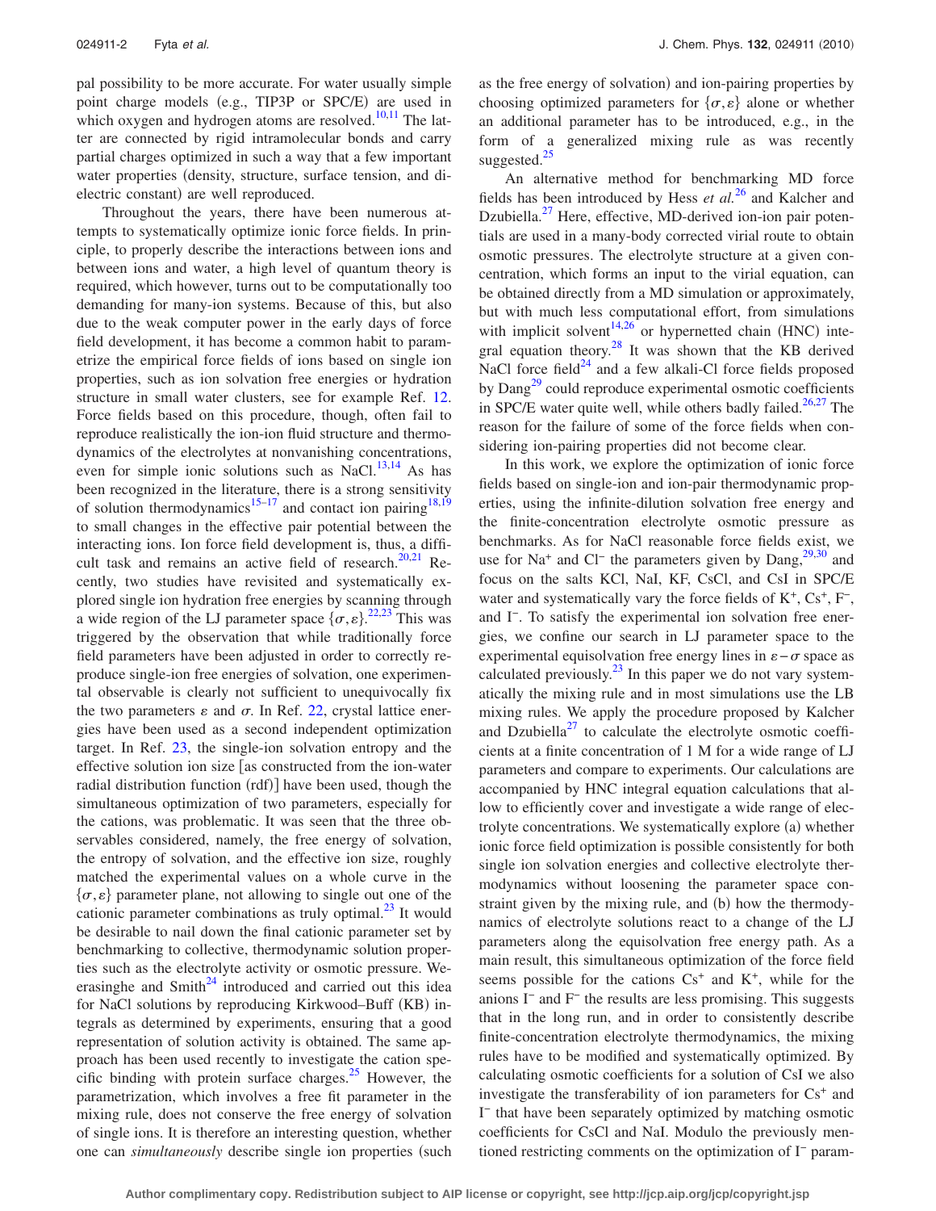pal possibility to be more accurate. For water usually simple point charge models (e.g., TIP3P or SPC/E) are used in which oxygen and hydrogen atoms are resolved.[10,11] The latter are connected by rigid intramolecular bonds and carry partial charges optimized in such a way that a few important water properties (density, structure, surface tension, and dielectric constant) are well reproduced.

Throughout the years, there have been numerous attempts to systematically optimize ionic force fields. In principle, to properly describe the interactions between ions and between ions and water, a high level of quantum theory is required, which however, turns out to be computationally too demanding for many-ion systems. Because of this, but also due to the weak computer power in the early days of force field development, it has become a common habit to parametrize the empirical force fields of ions based on single ion properties, such as ion solvation free energies or hydration structure in small water clusters, see for example Ref. 12. Force fields based on this procedure, though, often fail to reproduce realistically the ion-ion fluid structure and thermodynamics of the electrolytes at nonvanishing concentrations, even for simple ionic solutions such as NaCl.[13,14] As has been recognized in the literature, there is a strong sensitivity of solution thermodynamics[15–17] and contact ion pairing[18,19] to small changes in the effective pair potential between the interacting ions. Ion force field development is, thus, a difficult task and remains an active field of research.[20,21] Recently, two studies have revisited and systematically explored single ion hydration free energies by scanning through a wide region of the LJ parameter space $\{\sigma,\varepsilon\}$.[22,23] This was triggered by the observation that while traditionally force field parameters have been adjusted in order to correctly reproduce single-ion free energies of solvation, one experimental observable is clearly not sufficient to unequivocally fix the two parameters $\varepsilon$ and $\sigma$. In Ref. 22, crystal lattice energies have been used as a second independent optimization target. In Ref. 23, the single-ion solvation entropy and the effective solution ion size [as constructed from the ion-water radial distribution function (rdf)] have been used, though the simultaneous optimization of two parameters, especially for the cations, was problematic. It was seen that the three observables considered, namely, the free energy of solvation, the entropy of solvation, and the effective ion size, roughly matched the experimental values on a whole curve in the $\{\sigma,\varepsilon\}$ parameter plane, not allowing to single out one of the cationic parameter combinations as truly optimal.[23] It would be desirable to nail down the final cationic parameter set by benchmarking to collective, thermodynamic solution properties such as the electrolyte activity or osmotic pressure. Weerasinghe and Smith[24] introduced and carried out this idea for NaCl solutions by reproducing Kirkwood–Buff (KB) integrals as determined by experiments, ensuring that a good representation of solution activity is obtained. The same approach has been used recently to investigate the cation specific binding with protein surface charges.[25] However, the parametrization, which involves a free fit parameter in the mixing rule, does not conserve the free energy of solvation of single ions. It is therefore an interesting question, whether one can *simultaneously* describe single ion properties (such as the free energy of solvation) and ion-pairing properties by choosing optimized parameters for $\{\sigma,\varepsilon\}$ alone or whether an additional parameter has to be introduced, e.g., in the form of a generalized mixing rule as was recently suggested.[25]

An alternative method for benchmarking MD force fields has been introduced by Hess *et al.*[26] and Kalcher and Dzubiella.[27] Here, effective, MD-derived ion-ion pair potentials are used in a many-body corrected virial route to obtain osmotic pressures. The electrolyte structure at a given concentration, which forms an input to the virial equation, can be obtained directly from a MD simulation or approximately, but with much less computational effort, from simulations with implicit solvent[14,26] or hypernetted chain (HNC) integral equation theory.[28] It was shown that the KB derived NaCl force field[24] and a few alkali-Cl force fields proposed by Dang[29] could reproduce experimental osmotic coefficients in SPC/E water quite well, while others badly failed.[26,27] The reason for the failure of some of the force fields when considering ion-pairing properties did not become clear.

In this work, we explore the optimization of ionic force fields based on single-ion and ion-pair thermodynamic properties, using the infinite-dilution solvation free energy and the finite-concentration electrolyte osmotic pressure as benchmarks. As for NaCl reasonable force fields exist, we use for $Na^+$ and $Cl^-$ the parameters given by Dang,[29,30] and focus on the salts KCl, NaI, KF, CsCl, and CsI in SPC/E water and systematically vary the force fields of $K^+$, $Cs^+$, $F^-$, and $I^-$. To satisfy the experimental ion solvation free energies, we confine our search in LJ parameter space to the experimental equisolvation free energy lines in $\varepsilon-\sigma$ space as calculated previously.[23] In this paper we do not vary systematically the mixing rule and in most simulations use the LB mixing rules. We apply the procedure proposed by Kalcher and Dzubiella[27] to calculate the electrolyte osmotic coefficients at a finite concentration of 1 M for a wide range of LJ parameters and compare to experiments. Our calculations are accompanied by HNC integral equation calculations that allow to efficiently cover and investigate a wide range of electrolyte concentrations. We systematically explore (a) whether ionic force field optimization is possible consistently for both single ion solvation energies and collective electrolyte thermodynamics without loosening the parameter space constraint given by the mixing rule, and (b) how the thermodynamics of electrolyte solutions react to a change of the LJ parameters along the equisolvation free energy path. As a main result, this simultaneous optimization of the force field seems possible for the cations $Cs^+$ and $K^+$, while for the anions $I^-$ and $F^-$ the results are less promising. This suggests that in the long run, and in order to consistently describe finite-concentration electrolyte thermodynamics, the mixing rules have to be modified and systematically optimized. By calculating osmotic coefficients for a solution of CsI we also investigate the transferability of ion parameters for $Cs^+$ and $I^-$ that have been separately optimized by matching osmotic coefficients for CsCl and NaI. Modulo the previously mentioned restricting comments on the optimization of $I^-$ param-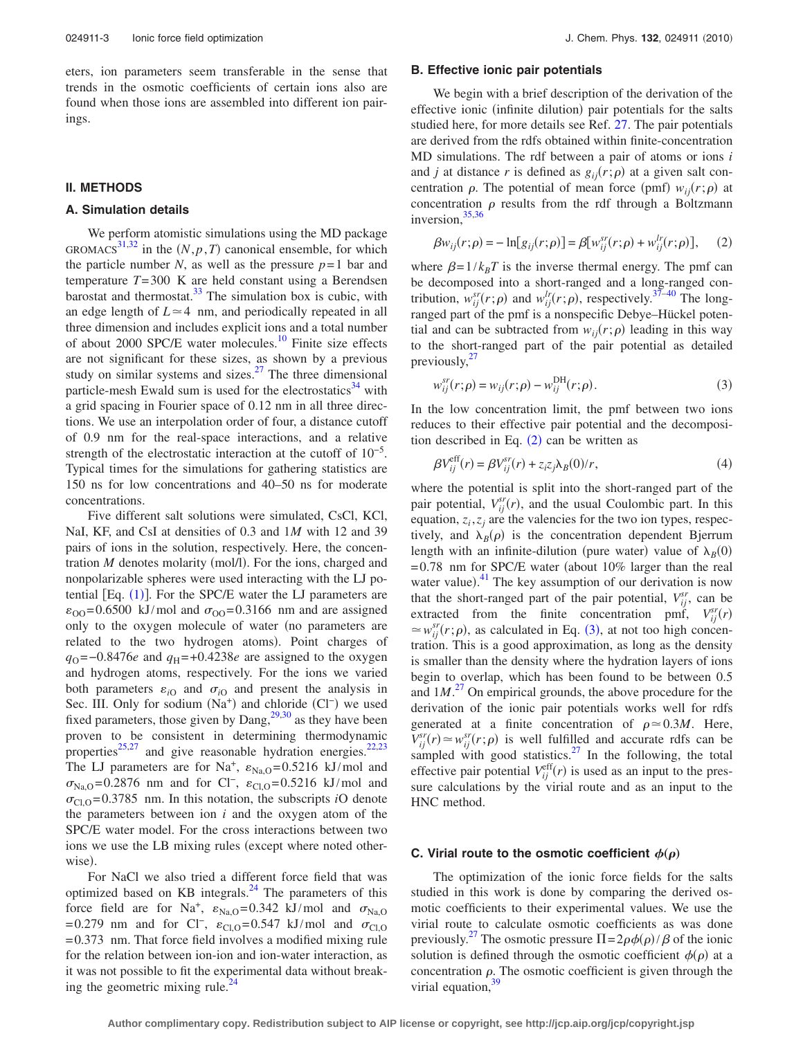eters, ion parameters seem transferable in the sense that trends in the osmotic coefficients of certain ions also are found when those ions are assembled into different ion pairings.

## II. METHODS

### A. Simulation details

We perform atomistic simulations using the MD package GROMACS[31,32] in the $(N,p,T)$ canonical ensemble, for which the particle number $N$, as well as the pressure $p=1$ bar and temperature $T=300$ K are held constant using a Berendsen barostat and thermostat.[33] The simulation box is cubic, with an edge length of $L\simeq 4$ nm, and periodically repeated in all three dimension and includes explicit ions and a total number of about 2000 SPC/E water molecules.[10] Finite size effects are not significant for these sizes, as shown by a previous study on similar systems and sizes.[27] The three dimensional particle-mesh Ewald sum is used for the electrostatics[34] with a grid spacing in Fourier space of 0.12 nm in all three directions. We use an interpolation order of four, a distance cutoff of 0.9 nm for the real-space interactions, and a relative strength of the electrostatic interaction at the cutoff of $10^{-5}$. Typical times for the simulations for gathering statistics are 150 ns for low concentrations and 40–50 ns for moderate concentrations.

Five different salt solutions were simulated, CsCl, KCl, NaI, KF, and CsI at densities of 0.3 and 1$M$ with 12 and 39 pairs of ions in the solution, respectively. Here, the concentration $M$ denotes molarity (mol/l). For the ions, charged and nonpolarizable spheres were used interacting with the LJ potential [Eq. (1)]. For the SPC/E water the LJ parameters are $\varepsilon_{\rm OO}=0.6500$ kJ/mol and $\sigma_{\rm OO}=0.3166$ nm and are assigned only to the oxygen molecule of water (no parameters are related to the two hydrogen atoms). Point charges of $q_{\rm O}=-0.8476e$ and $q_{\rm H}=+0.4238e$ are assigned to the oxygen and hydrogen atoms, respectively. For the ions we varied both parameters $\varepsilon_{i\rm O}$ and $\sigma_{i\rm O}$ and present the analysis in Sec. III. Only for sodium ($Na^+$) and chloride ($Cl^-$) we used fixed parameters, those given by Dang,[29,30] as they have been proven to be consistent in determining thermodynamic properties[25,27] and give reasonable hydration energies.[22,23] The LJ parameters are for $Na^+$, $\varepsilon_{\rm Na,O}=0.5216$ kJ/mol and $\sigma_{\rm Na,O}=0.2876$ nm and for $Cl^-$, $\varepsilon_{\rm Cl,O}=0.5216$ kJ/mol and $\sigma_{\rm Cl,O}=0.3785$ nm. In this notation, the subscripts $i$O denote the parameters between ion $i$ and the oxygen atom of the SPC/E water model. For the cross interactions between two ions we use the LB mixing rules (except where noted otherwise).

For NaCl we also tried a different force field that was optimized based on KB integrals.[24] The parameters of this force field are for $Na^+$, $\varepsilon_{\rm Na,O}=0.342$ kJ/mol and $\sigma_{\rm Na,O}=0.279$ nm and for $Cl^-$, $\varepsilon_{\rm Cl,O}=0.547$ kJ/mol and $\sigma_{\rm Cl,O}=0.373$ nm. That force field involves a modified mixing rule for the relation between ion-ion and ion-water interaction, as it was not possible to fit the experimental data without breaking the geometric mixing rule.[24]

### B. Effective ionic pair potentials

We begin with a brief description of the derivation of the effective ionic (infinite dilution) pair potentials for the salts studied here, for more details see Ref. 27. The pair potentials are derived from the rdfs obtained within finite-concentration MD simulations. The rdf between a pair of atoms or ions $i$ and $j$ at distance $r$ is defined as $g_{ij}(r;\rho)$ at a given salt concentration $\rho$. The potential of mean force (pmf) $w_{ij}(r;\rho)$ at concentration $\rho$ results from the rdf through a Boltzmann inversion,[35,36]

$$\beta w_{ij}(r;\rho) = -\ln[g_{ij}(r;\rho)] = \beta[w_{ij}^{sr}(r;\rho) + w_{ij}^{lr}(r;\rho)], \quad (2)$$

where $\beta=1/k_BT$ is the inverse thermal energy. The pmf can be decomposed into a short-ranged and a long-ranged contribution, $w_{ij}^{sr}(r;\rho)$ and $w_{ij}^{lr}(r;\rho)$, respectively.[37–40] The long-ranged part of the pmf is a nonspecific Debye–Hückel potential and can be subtracted from $w_{ij}(r;\rho)$ leading in this way to the short-ranged part of the pair potential as detailed previously,[27]

$$w_{ij}^{sr}(r;\rho) = w_{ij}(r;\rho) - w_{ij}^{\rm DH}(r;\rho). \quad (3)$$

In the low concentration limit, the pmf between two ions reduces to their effective pair potential and the decomposition described in Eq. (2) can be written as

$$\beta V_{ij}^{\rm eff}(r) = \beta V_{ij}^{sr}(r) + z_i z_j \lambda_B(0)/r, \quad (4)$$

where the potential is split into the short-ranged part of the pair potential, $V_{ij}^{sr}(r)$, and the usual Coulombic part. In this equation, $z_i, z_j$ are the valencies for the two ion types, respectively, and $\lambda_B(\rho)$ is the concentration dependent Bjerrum length with an infinite-dilution (pure water) value of $\lambda_B(0)=0.78$ nm for SPC/E water (about 10% larger than the real water value).[41] The key assumption of our derivation is now that the short-ranged part of the pair potential, $V_{ij}^{sr}$, can be extracted from the finite concentration pmf, $V_{ij}^{sr}(r)\simeq w_{ij}^{sr}(r;\rho)$, as calculated in Eq. (3), at not too high concentration. This is a good approximation, as long as the density is smaller than the density where the hydration layers of ions begin to overlap, which has been found to be between 0.5 and 1$M$.[27] On empirical grounds, the above procedure for the derivation of the ionic pair potentials works well for rdfs generated at a finite concentration of $\rho\simeq 0.3M$. Here, $V_{ij}^{sr}(r)\simeq w_{ij}^{sr}(r;\rho)$ is well fulfilled and accurate rdfs can be sampled with good statistics.[27] In the following, the total effective pair potential $V_{ij}^{\rm eff}(r)$ is used as an input to the pressure calculations by the virial route and as an input to the HNC method.

### C. Virial route to the osmotic coefficient $\phi(\rho)$

The optimization of the ionic force fields for the salts studied in this work is done by comparing the derived osmotic coefficients to their experimental values. We use the virial route to calculate osmotic coefficients as was done previously.[27] The osmotic pressure $\Pi=2\rho\phi(\rho)/\beta$ of the ionic solution is defined through the osmotic coefficient $\phi(\rho)$ at a concentration $\rho$. The osmotic coefficient is given through the virial equation,[39]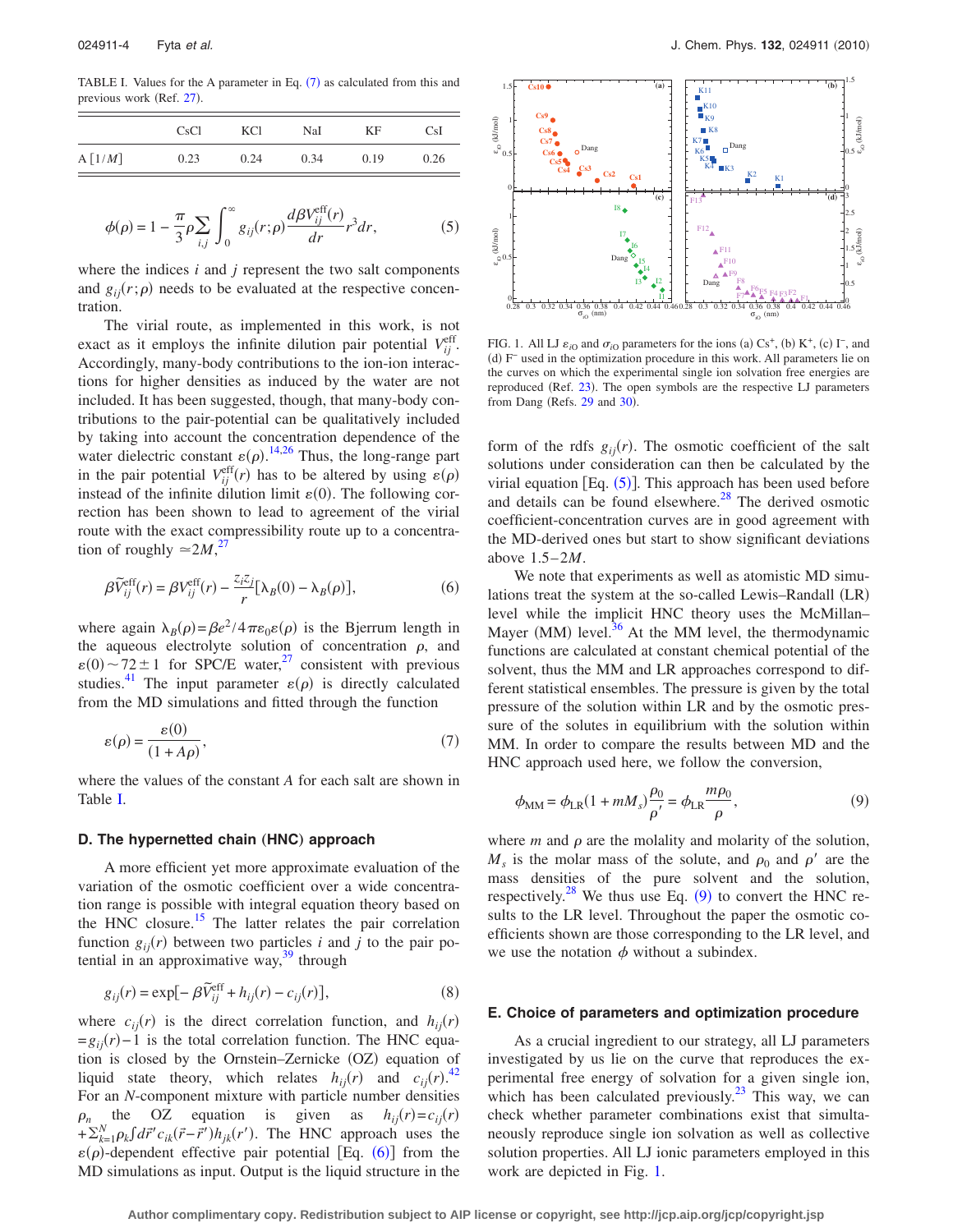TABLE I. Values for the A parameter in Eq. (7) as calculated from this and previous work (Ref. 27).

| | CsCl | KCl | NaI | KF | CsI |
|---|---|---|---|---|---|
| A [1/M] | 0.23 | 0.24 | 0.34 | 0.19 | 0.26 |

$$\phi(\rho) = 1 - \frac{\pi}{3}\rho\sum_{i,j}\int_0^\infty g_{ij}(r;\rho)\frac{d\beta V_{ij}^{\text{eff}}(r)}{dr}r^3 dr, \quad (5)$$

where the indices $i$ and $j$ represent the two salt components and $g_{ij}(r;\rho)$ needs to be evaluated at the respective concentration.

The virial route, as implemented in this work, is not exact as it employs the infinite dilution pair potential $V_{ij}^{\text{eff}}$. Accordingly, many-body contributions to the ion-ion interactions for higher densities as induced by the water are not included. It has been suggested, though, that many-body contributions to the pair-potential can be qualitatively included by taking into account the concentration dependence of the water dielectric constant $\varepsilon(\rho)$.[14,26] Thus, the long-range part in the pair potential $V_{ij}^{\text{eff}}(r)$ has to be altered by using $\varepsilon(\rho)$ instead of the infinite dilution limit $\varepsilon(0)$. The following correction has been shown to lead to agreement of the virial route with the exact compressibility route up to a concentration of roughly $\simeq 2M$,[27]

$$\beta\tilde{V}_{ij}^{\text{eff}}(r) = \beta V_{ij}^{\text{eff}}(r) - \frac{z_i z_j}{r}[\lambda_B(0) - \lambda_B(\rho)], \quad (6)$$

where again $\lambda_B(\rho) = \beta e^2/4\pi\varepsilon_0\varepsilon(\rho)$ is the Bjerrum length in the aqueous electrolyte solution of concentration $\rho$, and $\varepsilon(0) \sim 72 \pm 1$ for SPC/E water,[27] consistent with previous studies.[41] The input parameter $\varepsilon(\rho)$ is directly calculated from the MD simulations and fitted through the function

$$\varepsilon(\rho) = \frac{\varepsilon(0)}{(1 + A\rho)}, \quad (7)$$

where the values of the constant $A$ for each salt are shown in Table I.

### D. The hypernetted chain (HNC) approach

A more efficient yet more approximate evaluation of the variation of the osmotic coefficient over a wide concentration range is possible with integral equation theory based on the HNC closure.[15] The latter relates the pair correlation function $g_{ij}(r)$ between two particles $i$ and $j$ to the pair potential in an approximative way,[39] through

$$g_{ij}(r) = \exp[-\beta\tilde{V}_{ij}^{\text{eff}} + h_{ij}(r) - c_{ij}(r)], \quad (8)$$

where $c_{ij}(r)$ is the direct correlation function, and $h_{ij}(r) = g_{ij}(r) - 1$ is the total correlation function. The HNC equation is closed by the Ornstein–Zernicke (OZ) equation of liquid state theory, which relates $h_{ij}(r)$ and $c_{ij}(r)$.[42] For an $N$-component mixture with particle number densities $\rho_n$ the OZ equation is given as $h_{ij}(r) = c_{ij}(r) + \sum_{k=1}^N \rho_k \int d\vec{r}' c_{ik}(\vec{r} - \vec{r}')h_{jk}(r')$. The HNC approach uses the $\varepsilon(\rho)$-dependent effective pair potential [Eq. (6)] from the MD simulations as input. Output is the liquid structure in the form of the rdfs $g_{ij}(r)$. The osmotic coefficient of the salt solutions under consideration can then be calculated by the virial equation [Eq. (5)]. This approach has been used before and details can be found elsewhere.[28] The derived osmotic coefficient-concentration curves are in good agreement with the MD-derived ones but start to show significant deviations above 1.5–2$M$.

We note that experiments as well as atomistic MD simulations treat the system at the so-called Lewis–Randall (LR) level while the implicit HNC theory uses the McMillan–Mayer (MM) level.[36] At the MM level, the thermodynamic functions are calculated at constant chemical potential of the solvent, thus the MM and LR approaches correspond to different statistical ensembles. The pressure is given by the total pressure of the solution within LR and by the osmotic pressure of the solutes in equilibrium with the solution within MM. In order to compare the results between MD and the HNC approach used here, we follow the conversion,

$$\phi_{\text{MM}} = \phi_{\text{LR}}(1 + mM_s)\frac{\rho_0}{\rho'} = \phi_{\text{LR}}\frac{m\rho_0}{\rho}, \quad (9)$$

where $m$ and $\rho$ are the molality and molarity of the solution, $M_s$ is the molar mass of the solute, and $\rho_0$ and $\rho'$ are the mass densities of the pure solvent and the solution, respectively.[28] We thus use Eq. (9) to convert the HNC results to the LR level. Throughout the paper the osmotic coefficients shown are those corresponding to the LR level, and we use the notation $\phi$ without a subindex.

### E. Choice of parameters and optimization procedure

As a crucial ingredient to our strategy, all LJ parameters investigated by us lie on the curve that reproduces the experimental free energy of solvation for a given single ion, which has been calculated previously.[23] This way, we can check whether parameter combinations exist that simultaneously reproduce single ion solvation as well as collective solution properties. All LJ ionic parameters employed in this work are depicted in Fig. 1.

FIG. 1. All LJ $\varepsilon_{iO}$ and $\sigma_{iO}$ parameters for the ions (a) $Cs^+$, (b) $K^+$, (c) $I^-$, and (d) $F^-$ used in the optimization procedure in this work. All parameters lie on the curves on which the experimental single ion solvation free energies are reproduced (Ref. 23). The open symbols are the respective LJ parameters from Dang (Refs. 29 and 30).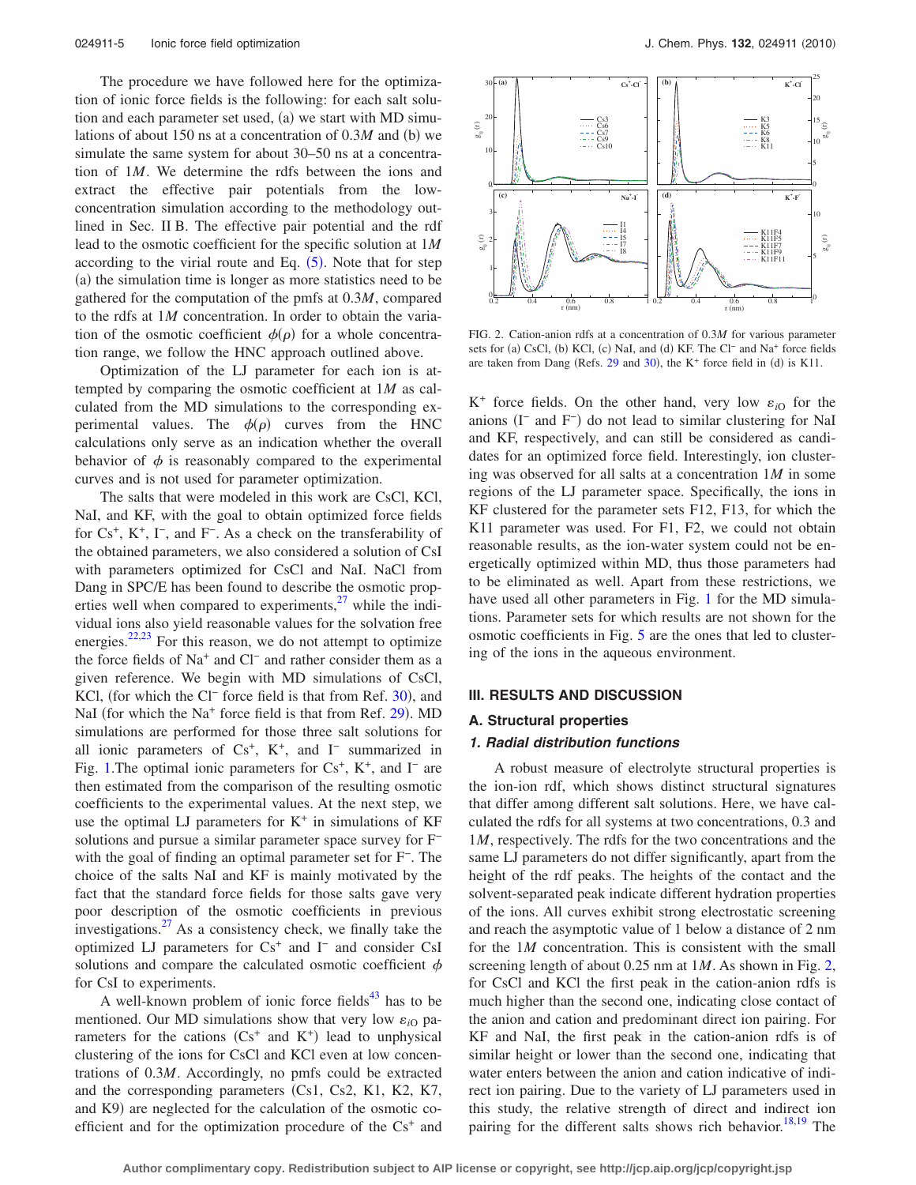The procedure we have followed here for the optimization of ionic force fields is the following: for each salt solution and each parameter set used, (a) we start with MD simulations of about 150 ns at a concentration of $0.3M$ and (b) we simulate the same system for about 30–50 ns at a concentration of $1M$. We determine the rdfs between the ions and extract the effective pair potentials from the low-concentration simulation according to the methodology outlined in Sec. II B. The effective pair potential and the rdf lead to the osmotic coefficient for the specific solution at $1M$ according to the virial route and Eq. (5). Note that for step (a) the simulation time is longer as more statistics need to be gathered for the computation of the pmfs at $0.3M$, compared to the rdfs at $1M$ concentration. In order to obtain the variation of the osmotic coefficient $\phi(\rho)$ for a whole concentration range, we follow the HNC approach outlined above.

Optimization of the LJ parameter for each ion is attempted by comparing the osmotic coefficient at $1M$ as calculated from the MD simulations to the corresponding experimental values. The $\phi(\rho)$ curves from the HNC calculations only serve as an indication whether the overall behavior of $\phi$ is reasonably compared to the experimental curves and is not used for parameter optimization.

The salts that were modeled in this work are CsCl, KCl, NaI, and KF, with the goal to obtain optimized force fields for $Cs^+$, $K^+$, $I^-$, and $F^-$. As a check on the transferability of the obtained parameters, we also considered a solution of CsI with parameters optimized for CsCl and NaI. NaCl from Dang in SPC/E has been found to describe the osmotic properties well when compared to experiments,[27] while the individual ions also yield reasonable values for the solvation free energies.[22,23] For this reason, we do not attempt to optimize the force fields of $Na^+$ and $Cl^-$ and rather consider them as a given reference. We begin with MD simulations of CsCl, KCl, (for which the $Cl^-$ force field is that from Ref. 30), and NaI (for which the $Na^+$ force field is that from Ref. 29). MD simulations are performed for those three salt solutions for all ionic parameters of $Cs^+$, $K^+$, and $I^-$ summarized in Fig. 1.The optimal ionic parameters for $Cs^+$, $K^+$, and $I^-$ are then estimated from the comparison of the resulting osmotic coefficients to the experimental values. At the next step, we use the optimal LJ parameters for $K^+$ in simulations of KF solutions and pursue a similar parameter space survey for $F^-$ with the goal of finding an optimal parameter set for $F^-$. The choice of the salts NaI and KF is mainly motivated by the fact that the standard force fields for those salts gave very poor description of the osmotic coefficients in previous investigations.[27] As a consistency check, we finally take the optimized LJ parameters for $Cs^+$ and $I^-$ and consider CsI solutions and compare the calculated osmotic coefficient $\phi$ for CsI to experiments.

A well-known problem of ionic force fields[43] has to be mentioned. Our MD simulations show that very low $\varepsilon_{iO}$ parameters for the cations ($Cs^+$ and $K^+$) lead to unphysical clustering of the ions for CsCl and KCl even at low concentrations of $0.3M$. Accordingly, no pmfs could be extracted and the corresponding parameters (Cs1, Cs2, K1, K2, K7, and K9) are neglected for the calculation of the osmotic coefficient and for the optimization procedure of the $Cs^+$ and $K^+$ force fields. On the other hand, very low $\varepsilon_{iO}$ for the anions ($I^-$ and $F^-$) do not lead to similar clustering for NaI and KF, respectively, and can still be considered as candidates for an optimized force field. Interestingly, ion clustering was observed for all salts at a concentration $1M$ in some regions of the LJ parameter space. Specifically, the ions in KF clustered for the parameter sets F12, F13, for which the K11 parameter was used. For F1, F2, we could not obtain reasonable results, as the ion-water system could not be energetically optimized within MD, thus those parameters had to be eliminated as well. Apart from these restrictions, we have used all other parameters in Fig. 1 for the MD simulations. Parameter sets for which results are not shown for the osmotic coefficients in Fig. 5 are the ones that led to clustering of the ions in the aqueous environment.

FIG. 2. Cation-anion rdfs at a concentration of $0.3M$ for various parameter sets for (a) CsCl, (b) KCl, (c) NaI, and (d) KF. The $Cl^-$ and $Na^+$ force fields are taken from Dang (Refs. 29 and 30), the $K^+$ force field in (d) is K11.

## III. RESULTS AND DISCUSSION

### A. Structural properties

#### *1. Radial distribution functions*

A robust measure of electrolyte structural properties is the ion-ion rdf, which shows distinct structural signatures that differ among different salt solutions. Here, we have calculated the rdfs for all systems at two concentrations, 0.3 and $1M$, respectively. The rdfs for the two concentrations and the same LJ parameters do not differ significantly, apart from the height of the rdf peaks. The heights of the contact and the solvent-separated peak indicate different hydration properties of the ions. All curves exhibit strong electrostatic screening and reach the asymptotic value of 1 below a distance of 2 nm for the $1M$ concentration. This is consistent with the small screening length of about 0.25 nm at $1M$. As shown in Fig. 2, for CsCl and KCl the first peak in the cation-anion rdfs is much higher than the second one, indicating close contact of the anion and cation and predominant direct ion pairing. For KF and NaI, the first peak in the cation-anion rdfs is of similar height or lower than the second one, indicating that water enters between the anion and cation indicative of indirect ion pairing. Due to the variety of LJ parameters used in this study, the relative strength of direct and indirect ion pairing for the different salts shows rich behavior.[18,19] The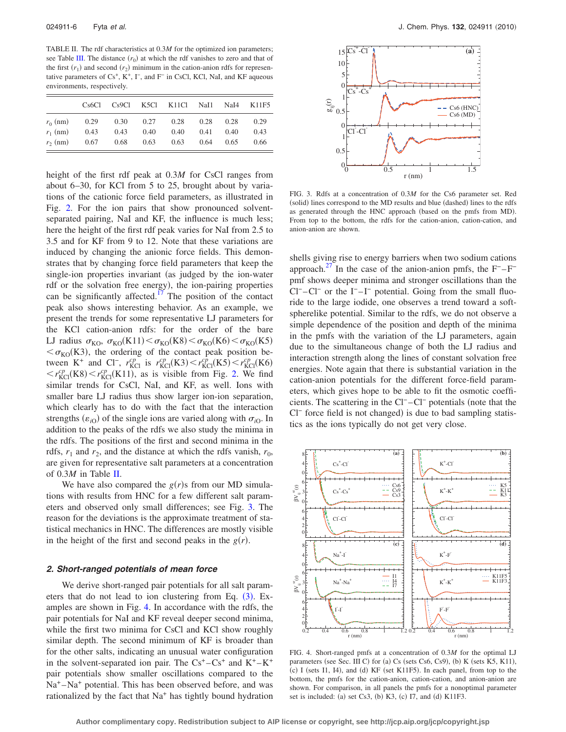TABLE II. The rdf characteristics at 0.3$M$ for the optimized ion parameters; see Table III. The distance ($r_0$) at which the rdf vanishes to zero and that of the first ($r_1$) and second ($r_2$) minimum in the cation-anion rdfs for representative parameters of $Cs^+$, $K^+$, $I^-$, and $F^-$ in CsCl, KCl, NaI, and KF aqueous environments, respectively.

| | Cs6Cl | Cs9Cl | K5Cl | K11Cl | NaI1 | NaI4 | K11F5 |
|---|---|---|---|---|---|---|---|
| $r_0$ (nm) | 0.29 | 0.30 | 0.27 | 0.28 | 0.28 | 0.28 | 0.29 |
| $r_1$ (nm) | 0.43 | 0.43 | 0.40 | 0.40 | 0.41 | 0.40 | 0.43 |
| $r_2$ (nm) | 0.67 | 0.68 | 0.63 | 0.63 | 0.64 | 0.65 | 0.66 |

height of the first rdf peak at 0.3$M$ for CsCl ranges from about 6–30, for KCl from 5 to 25, brought about by variations of the cationic force field parameters, as illustrated in Fig. 2. For the ion pairs that show pronounced solvent-separated pairing, NaI and KF, the influence is much less; here the height of the first rdf peak varies for NaI from 2.5 to 3.5 and for KF from 9 to 12. Note that these variations are induced by changing the anionic force fields. This demonstrates that by changing force field parameters that keep the single-ion properties invariant (as judged by the ion-water rdf or the solvation free energy), the ion-pairing properties can be significantly affected.[17] The position of the contact peak also shows interesting behavior. As an example, we present the trends for some representative LJ parameters for the KCl cation-anion rdfs: for the order of the bare LJ radius $\sigma_{KO}$, $\sigma_{KO}(K11) < \sigma_{KO}(K8) < \sigma_{KO}(K6) < \sigma_{KO}(K5) < \sigma_{KO}(K3)$, the ordering of the contact peak position between $K^+$ and $Cl^-$, $r^{cp}_{KCl}$ is $r^{cp}_{KCl}(K3) < r^{cp}_{KCl}(K5) < r^{cp}_{KCl}(K6) < r^{cp}_{KCl}(K8) < r^{cp}_{KCl}(K11)$, as is visible from Fig. 2. We find similar trends for CsCl, NaI, and KF, as well. Ions with smaller bare LJ radius thus show larger ion-ion separation, which clearly has to do with the fact that the interaction strengths ($\varepsilon_{iO}$) of the single ions are varied along with $\sigma_{iO}$. In addition to the peaks of the rdfs we also study the minima in the rdfs. The positions of the first and second minima in the rdfs, $r_1$ and $r_2$, and the distance at which the rdfs vanish, $r_0$, are given for representative salt parameters at a concentration of 0.3$M$ in Table II.

We have also compared the $g(r)$s from our MD simulations with results from HNC for a few different salt parameters and observed only small differences; see Fig. 3. The reason for the deviations is the approximate treatment of statistical mechanics in HNC. The differences are mostly visible in the height of the first and second peaks in the $g(r)$.

FIG. 3. Rdfs at a concentration of 0.3$M$ for the Cs6 parameter set. Red (solid) lines correspond to the MD results and blue (dashed) lines to the rdfs as generated through the HNC approach (based on the pmfs from MD). From top to the bottom, the rdfs for the cation-anion, cation-cation, and anion-anion are shown.

### 2. Short-ranged potentials of mean force

We derive short-ranged pair potentials for all salt parameters that do not lead to ion clustering from Eq. (3). Examples are shown in Fig. 4. In accordance with the rdfs, the pair potentials for NaI and KF reveal deeper second minima, while the first two minima for CsCl and KCl show roughly similar depth. The second minimum of KF is broader than for the other salts, indicating an unusual water configuration in the solvent-separated ion pair. The $Cs^+$–$Cs^+$ and $K^+$–$K^+$ pair potentials show smaller oscillations compared to the $Na^+$–$Na^+$ potential. This has been observed before, and was rationalized by the fact that $Na^+$ has tightly bound hydration shells giving rise to energy barriers when two sodium cations approach.[27] In the case of the anion-anion pmfs, the $F^-$–$F^-$ pmf shows deeper minima and stronger oscillations than the $Cl^-$–$Cl^-$ or the $I^-$–$I^-$ potential. Going from the small fluoride to the large iodide, one observes a trend toward a soft-spherelike potential. Similar to the rdfs, we do not observe a simple dependence of the position and depth of the minima in the pmfs with the variation of the LJ parameters, again due to the simultaneous change of both the LJ radius and interaction strength along the lines of constant solvation free energies. Note again that there is substantial variation in the cation-anion potentials for the different force-field parameters, which gives hope to be able to fit the osmotic coefficients. The scattering in the $Cl^-$–$Cl^-$ potentials (note that the $Cl^-$ force field is not changed) is due to bad sampling statistics as the ions typically do not get very close.

FIG. 4. Short-ranged pmfs at a concentration of 0.3$M$ for the optimal LJ parameters (see Sec. III C) for (a) Cs (sets Cs6, Cs9), (b) K (sets K5, K11), (c) I (sets I1, I4), and (d) KF (set K11F5). In each panel, from top to the bottom, the pmfs for the cation-anion, cation-cation, and anion-anion are shown. For comparison, in all panels the pmfs for a nonoptimal parameter set is included: (a) set Cs3, (b) K3, (c) I7, and (d) K11F3.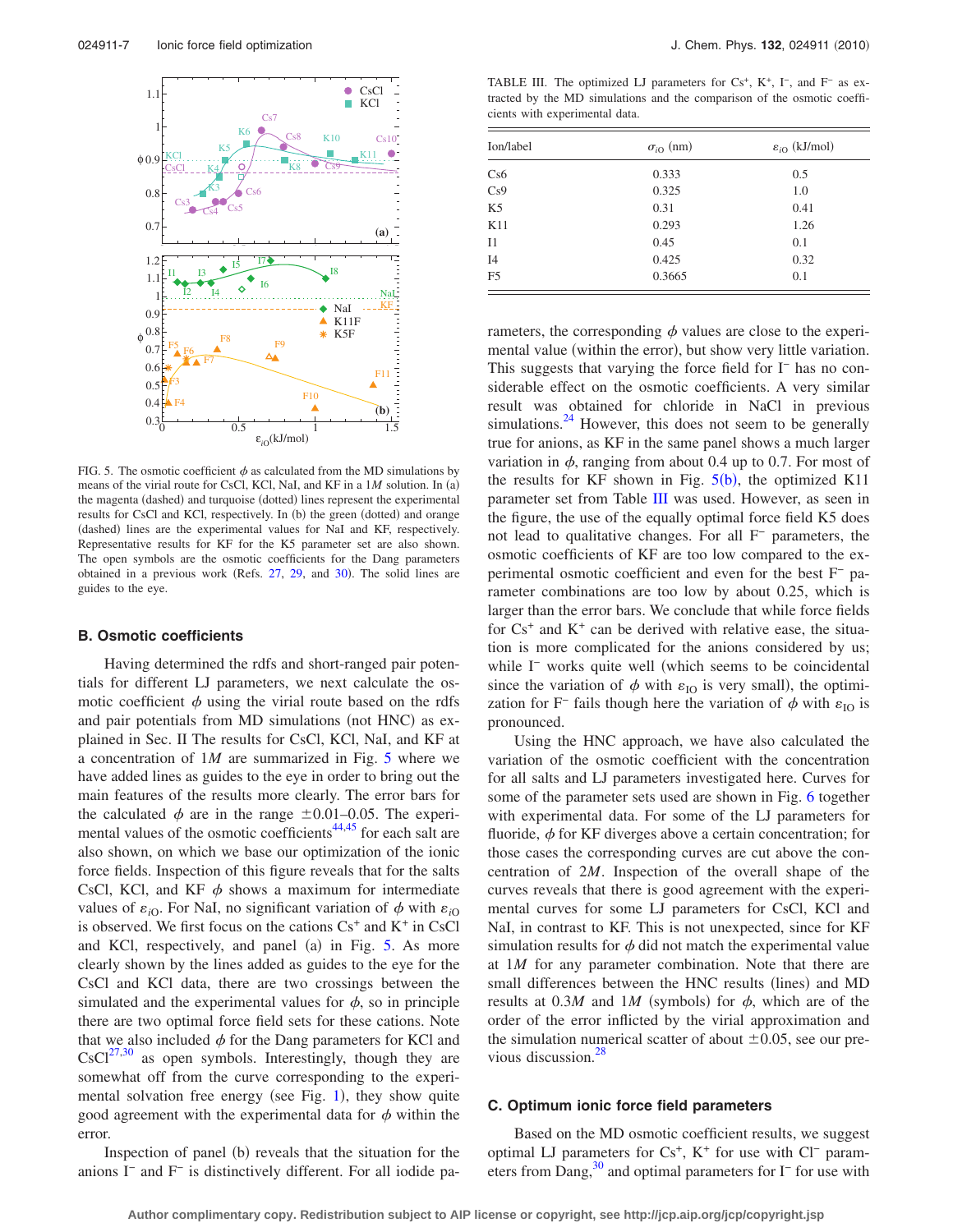FIG. 5. The osmotic coefficient $\phi$ as calculated from the MD simulations by means of the virial route for CsCl, KCl, NaI, and KF in a $1M$ solution. In (a) the magenta (dashed) and turquoise (dotted) lines represent the experimental results for CsCl and KCl, respectively. In (b) the green (dotted) and orange (dashed) lines are the experimental values for NaI and KF, respectively. Representative results for KF for the K5 parameter set are also shown. The open symbols are the osmotic coefficients for the Dang parameters obtained in a previous work (Refs. 27, 29, and 30). The solid lines are guides to the eye.

### B. Osmotic coefficients

Having determined the rdfs and short-ranged pair potentials for different LJ parameters, we next calculate the osmotic coefficient $\phi$ using the virial route based on the rdfs and pair potentials from MD simulations (not HNC) as explained in Sec. II The results for CsCl, KCl, NaI, and KF at a concentration of $1M$ are summarized in Fig. 5 where we have added lines as guides to the eye in order to bring out the main features of the results more clearly. The error bars for the calculated $\phi$ are in the range $\pm 0.01$–$0.05$. The experimental values of the osmotic coefficients[44,45] for each salt are also shown, on which we base our optimization of the ionic force fields. Inspection of this figure reveals that for the salts CsCl, KCl, and KF $\phi$ shows a maximum for intermediate values of $\varepsilon_{iO}$. For NaI, no significant variation of $\phi$ with $\varepsilon_{iO}$ is observed. We first focus on the cations $Cs^+$ and $K^+$ in CsCl and KCl, respectively, and panel (a) in Fig. 5. As more clearly shown by the lines added as guides to the eye for the CsCl and KCl data, there are two crossings between the simulated and the experimental values for $\phi$, so in principle there are two optimal force field sets for these cations. Note that we also included $\phi$ for the Dang parameters for KCl and CsCl[27,30] as open symbols. Interestingly, though they are somewhat off from the curve corresponding to the experimental solvation free energy (see Fig. 1), they show quite good agreement with the experimental data for $\phi$ within the error.

Inspection of panel (b) reveals that the situation for the anions $I^-$ and $F^-$ is distinctively different. For all iodide parameters, the corresponding $\phi$ values are close to the experimental value (within the error), but show very little variation. This suggests that varying the force field for $I^-$ has no considerable effect on the osmotic coefficients. A very similar result was obtained for chloride in NaCl in previous simulations.[24] However, this does not seem to be generally true for anions, as KF in the same panel shows a much larger variation in $\phi$, ranging from about 0.4 up to 0.7. For most of the results for KF shown in Fig. 5(b), the optimized K11 parameter set from Table III was used. However, as seen in the figure, the use of the equally optimal force field K5 does not lead to qualitative changes. For all $F^-$ parameters, the osmotic coefficients of KF are too low compared to the experimental osmotic coefficient and even for the best $F^-$ parameter combinations are too low by about 0.25, which is larger than the error bars. We conclude that while force fields for $Cs^+$ and $K^+$ can be derived with relative ease, the situation is more complicated for the anions considered by us; while $I^-$ works quite well (which seems to be coincidental since the variation of $\phi$ with $\varepsilon_{IO}$ is very small), the optimization for $F^-$ fails though here the variation of $\phi$ with $\varepsilon_{IO}$ is pronounced.

Using the HNC approach, we have also calculated the variation of the osmotic coefficient with the concentration for all salts and LJ parameters investigated here. Curves for some of the parameter sets used are shown in Fig. 6 together with experimental data. For some of the LJ parameters for fluoride, $\phi$ for KF diverges above a certain concentration; for those cases the corresponding curves are cut above the concentration of $2M$. Inspection of the overall shape of the curves reveals that there is good agreement with the experimental curves for some LJ parameters for CsCl, KCl and NaI, in contrast to KF. This is not unexpected, since for KF simulation results for $\phi$ did not match the experimental value at $1M$ for any parameter combination. Note that there are small differences between the HNC results (lines) and MD results at $0.3M$ and $1M$ (symbols) for $\phi$, which are of the order of the error inflicted by the virial approximation and the simulation numerical scatter of about $\pm 0.05$, see our previous discussion.[28]

TABLE III. The optimized LJ parameters for $Cs^+$, $K^+$, $I^-$, and $F^-$ as extracted by the MD simulations and the comparison of the osmotic coefficients with experimental data.

| Ion/label | $\sigma_{iO}$ (nm) | $\varepsilon_{iO}$ (kJ/mol) |
|---|---|---|
| Cs6 | 0.333 | 0.5 |
| Cs9 | 0.325 | 1.0 |
| K5 | 0.31 | 0.41 |
| K11 | 0.293 | 1.26 |
| I1 | 0.45 | 0.1 |
| I4 | 0.425 | 0.32 |
| F5 | 0.3665 | 0.1 |

### C. Optimum ionic force field parameters

Based on the MD osmotic coefficient results, we suggest optimal LJ parameters for $Cs^+$, $K^+$ for use with $Cl^-$ parameters from Dang,[30] and optimal parameters for $I^-$ for use with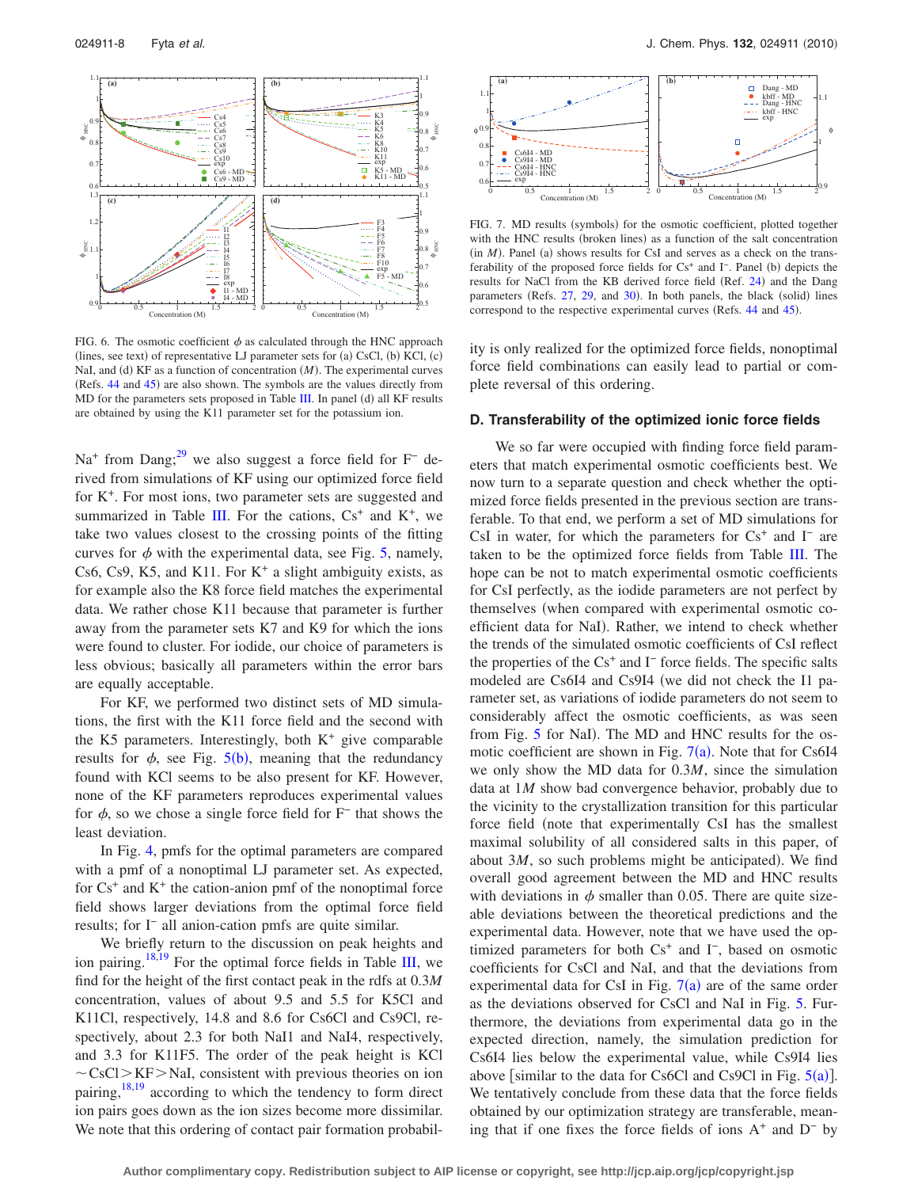FIG. 6. The osmotic coefficient $\phi$ as calculated through the HNC approach (lines, see text) of representative LJ parameter sets for (a) CsCl, (b) KCl, (c) NaI, and (d) KF as a function of concentration ($M$). The experimental curves (Refs. 44 and 45) are also shown. The symbols are the values directly from MD for the parameters sets proposed in Table III. In panel (d) all KF results are obtained by using the K11 parameter set for the potassium ion.

FIG. 7. MD results (symbols) for the osmotic coefficient, plotted together with the HNC results (broken lines) as a function of the salt concentration (in $M$). Panel (a) shows results for CsI and serves as a check on the transferability of the proposed force fields for $Cs^+$ and $I^-$. Panel (b) depicts the results for NaCl from the KB derived force field (Ref. 24) and the Dang parameters (Refs. 27, 29, and 30). In both panels, the black (solid) lines correspond to the respective experimental curves (Refs. 44 and 45).

$Na^+$ from Dang;[29] we also suggest a force field for $F^-$ derived from simulations of KF using our optimized force field for $K^+$. For most ions, two parameter sets are suggested and summarized in Table III. For the cations, $Cs^+$ and $K^+$, we take two values closest to the crossing points of the fitting curves for $\phi$ with the experimental data, see Fig. 5, namely, Cs6, Cs9, K5, and K11. For $K^+$ a slight ambiguity exists, as for example also the K8 force field matches the experimental data. We rather chose K11 because that parameter is further away from the parameter sets K7 and K9 for which the ions were found to cluster. For iodide, our choice of parameters is less obvious; basically all parameters within the error bars are equally acceptable.

For KF, we performed two distinct sets of MD simulations, the first with the K11 force field and the second with the K5 parameters. Interestingly, both $K^+$ give comparable results for $\phi$, see Fig. 5(b), meaning that the redundancy found with KCl seems to be also present for KF. However, none of the KF parameters reproduces experimental values for $\phi$, so we chose a single force field for $F^-$ that shows the least deviation.

In Fig. 4, pmfs for the optimal parameters are compared with a pmf of a nonoptimal LJ parameter set. As expected, for $Cs^+$ and $K^+$ the cation-anion pmf of the nonoptimal force field shows larger deviations from the optimal force field results; for $I^-$ all anion-cation pmfs are quite similar.

We briefly return to the discussion on peak heights and ion pairing.[18,19] For the optimal force fields in Table III, we find for the height of the first contact peak in the rdfs at $0.3M$ concentration, values of about 9.5 and 5.5 for K5Cl and K11Cl, respectively, 14.8 and 8.6 for Cs6Cl and Cs9Cl, respectively, about 2.3 for both NaI1 and NaI4, respectively, and 3.3 for K11F5. The order of the peak height is KCl $\sim$ CsCl > KF > NaI, consistent with previous theories on ion pairing,[18,19] according to which the tendency to form direct ion pairs goes down as the ion sizes become more dissimilar. We note that this ordering of contact pair formation probability is only realized for the optimized force fields, nonoptimal force field combinations can easily lead to partial or complete reversal of this ordering.

### D. Transferability of the optimized ionic force fields

We so far were occupied with finding force field parameters that match experimental osmotic coefficients best. We now turn to a separate question and check whether the optimized force fields presented in the previous section are transferable. To that end, we perform a set of MD simulations for CsI in water, for which the parameters for $Cs^+$ and $I^-$ are taken to be the optimized force fields from Table III. The hope can be not to match experimental osmotic coefficients for CsI perfectly, as the iodide parameters are not perfect by themselves (when compared with experimental osmotic coefficient data for NaI). Rather, we intend to check whether the trends of the simulated osmotic coefficients of CsI reflect the properties of the $Cs^+$ and $I^-$ force fields. The specific salts modeled are Cs6I4 and Cs9I4 (we did not check the I1 parameter set, as variations of iodide parameters do not seem to considerably affect the osmotic coefficients, as was seen from Fig. 5 for NaI). The MD and HNC results for the osmotic coefficient are shown in Fig. 7(a). Note that for Cs6I4 we only show the MD data for $0.3M$, since the simulation data at $1M$ show bad convergence behavior, probably due to the vicinity to the crystallization transition for this particular force field (note that experimentally CsI has the smallest maximal solubility of all considered salts in this paper, of about $3M$, so such problems might be anticipated). We find overall good agreement between the MD and HNC results with deviations in $\phi$ smaller than 0.05. There are quite sizeable deviations between the theoretical predictions and the experimental data. However, note that we have used the optimized parameters for both $Cs^+$ and $I^-$, based on osmotic coefficients for CsCl and NaI, and that the deviations from experimental data for CsI in Fig. 7(a) are of the same order as the deviations observed for CsCl and NaI in Fig. 5. Furthermore, the deviations from experimental data go in the expected direction, namely, the simulation prediction for Cs6I4 lies below the experimental value, while Cs9I4 lies above [similar to the data for Cs6Cl and Cs9Cl in Fig. 5(a)]. We tentatively conclude from these data that the force fields obtained by our optimization strategy are transferable, meaning that if one fixes the force fields of ions $A^+$ and $D^-$ by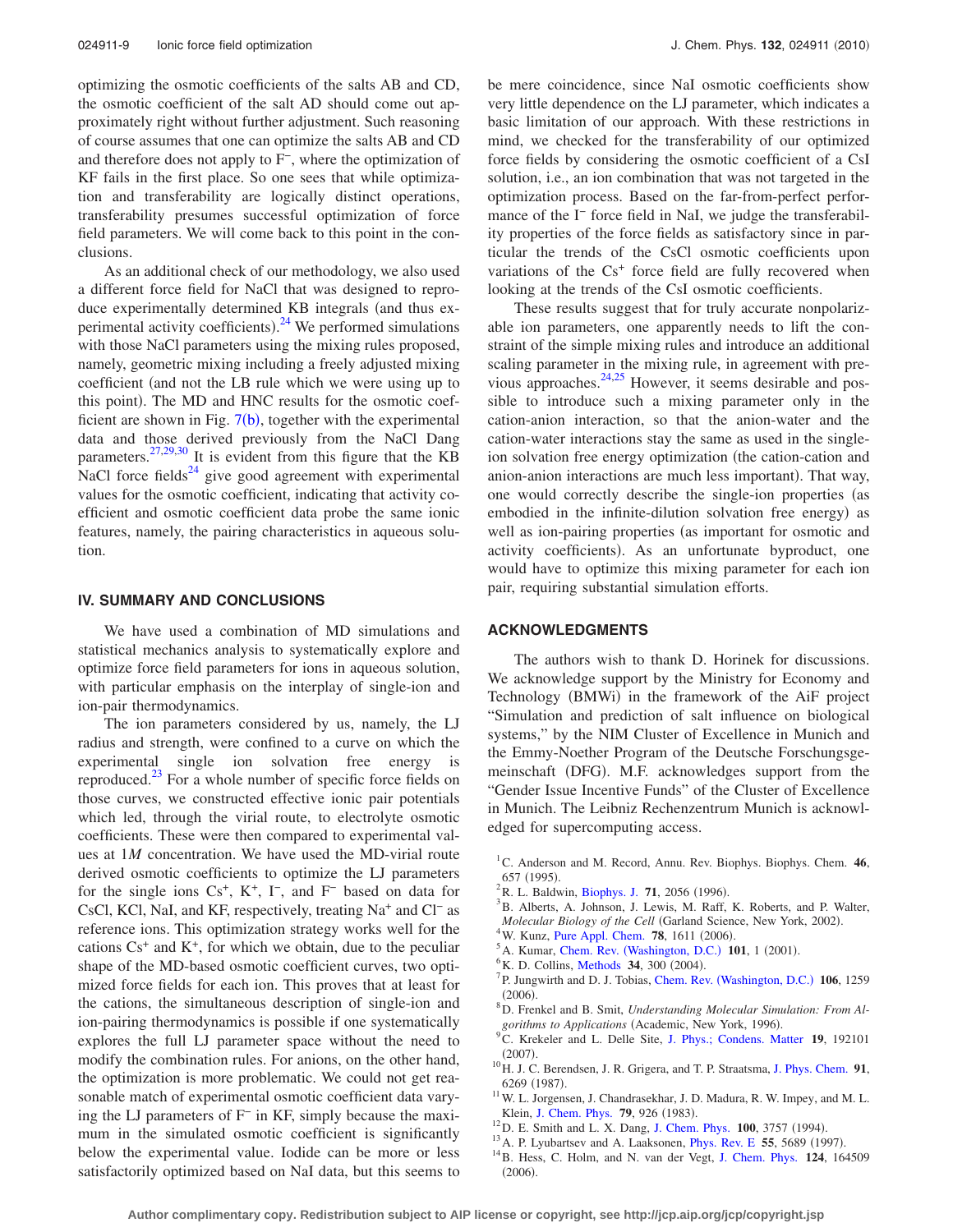optimizing the osmotic coefficients of the salts AB and CD, the osmotic coefficient of the salt AD should come out approximately right without further adjustment. Such reasoning of course assumes that one can optimize the salts AB and CD and therefore does not apply to $F^-$, where the optimization of KF fails in the first place. So one sees that while optimization and transferability are logically distinct operations, transferability presumes successful optimization of force field parameters. We will come back to this point in the conclusions.

As an additional check of our methodology, we also used a different force field for NaCl that was designed to reproduce experimentally determined KB integrals (and thus experimental activity coefficients).[24] We performed simulations with those NaCl parameters using the mixing rules proposed, namely, geometric mixing including a freely adjusted mixing coefficient (and not the LB rule which we were using up to this point). The MD and HNC results for the osmotic coefficient are shown in Fig. 7(b), together with the experimental data and those derived previously from the NaCl Dang parameters.[27,29,30] It is evident from this figure that the KB NaCl force fields[24] give good agreement with experimental values for the osmotic coefficient, indicating that activity coefficient and osmotic coefficient data probe the same ionic features, namely, the pairing characteristics in aqueous solution.

## IV. SUMMARY AND CONCLUSIONS

We have used a combination of MD simulations and statistical mechanics analysis to systematically explore and optimize force field parameters for ions in aqueous solution, with particular emphasis on the interplay of single-ion and ion-pair thermodynamics.

The ion parameters considered by us, namely, the LJ radius and strength, were confined to a curve on which the experimental single ion solvation free energy is reproduced.[23] For a whole number of specific force fields on those curves, we constructed effective ionic pair potentials which led, through the virial route, to electrolyte osmotic coefficients. These were then compared to experimental values at 1*M* concentration. We have used the MD-virial route derived osmotic coefficients to optimize the LJ parameters for the single ions $Cs^+$, $K^+$, $I^-$, and $F^-$ based on data for CsCl, KCl, NaI, and KF, respectively, treating $Na^+$ and $Cl^-$ as reference ions. This optimization strategy works well for the cations $Cs^+$ and $K^+$, for which we obtain, due to the peculiar shape of the MD-based osmotic coefficient curves, two optimized force fields for each ion. This proves that at least for the cations, the simultaneous description of single-ion and ion-pairing thermodynamics is possible if one systematically explores the full LJ parameter space without the need to modify the combination rules. For anions, on the other hand, the optimization is more problematic. We could not get reasonable match of experimental osmotic coefficient data varying the LJ parameters of $F^-$ in KF, simply because the maximum in the simulated osmotic coefficient is significantly below the experimental value. Iodide can be more or less satisfactorily optimized based on NaI data, but this seems to be mere coincidence, since NaI osmotic coefficients show very little dependence on the LJ parameter, which indicates a basic limitation of our approach. With these restrictions in mind, we checked for the transferability of our optimized force fields by considering the osmotic coefficient of a CsI solution, i.e., an ion combination that was not targeted in the optimization process. Based on the far-from-perfect performance of the $I^-$ force field in NaI, we judge the transferability properties of the force fields as satisfactory since in particular the trends of the CsCl osmotic coefficients upon variations of the $Cs^+$ force field are fully recovered when looking at the trends of the CsI osmotic coefficients.

These results suggest that for truly accurate nonpolarizable ion parameters, one apparently needs to lift the constraint of the simple mixing rules and introduce an additional scaling parameter in the mixing rule, in agreement with previous approaches.[24,25] However, it seems desirable and possible to introduce such a mixing parameter only in the cation-anion interaction, so that the anion-water and the cation-water interactions stay the same as used in the single-ion solvation free energy optimization (the cation-cation and anion-anion interactions are much less important). That way, one would correctly describe the single-ion properties (as embodied in the infinite-dilution solvation free energy) as well as ion-pairing properties (as important for osmotic and activity coefficients). As an unfortunate byproduct, one would have to optimize this mixing parameter for each ion pair, requiring substantial simulation efforts.

## ACKNOWLEDGMENTS

The authors wish to thank D. Horinek for discussions. We acknowledge support by the Ministry for Economy and Technology (BMWi) in the framework of the AiF project "Simulation and prediction of salt influence on biological systems," by the NIM Cluster of Excellence in Munich and the Emmy-Noether Program of the Deutsche Forschungsgemeinschaft (DFG). M.F. acknowledges support from the "Gender Issue Incentive Funds" of the Cluster of Excellence in Munich. The Leibniz Rechenzentrum Munich is acknowledged for supercomputing access.

[1] C. Anderson and M. Record, Annu. Rev. Biophys. Biophys. Chem. **46**, 657 (1995).
[2] R. L. Baldwin, Biophys. J. **71**, 2056 (1996).
[3] B. Alberts, A. Johnson, J. Lewis, M. Raff, K. Roberts, and P. Walter, *Molecular Biology of the Cell* (Garland Science, New York, 2002).
[4] W. Kunz, Pure Appl. Chem. **78**, 1611 (2006).
[5] A. Kumar, Chem. Rev. (Washington, D.C.) **101**, 1 (2001).
[6] K. D. Collins, Methods **34**, 300 (2004).
[7] P. Jungwirth and D. J. Tobias, Chem. Rev. (Washington, D.C.) **106**, 1259 (2006).
[8] D. Frenkel and B. Smit, *Understanding Molecular Simulation: From Algorithms to Applications* (Academic, New York, 1996).
[9] C. Krekeler and L. Delle Site, J. Phys.: Condens. Matter **19**, 192101 (2007).
[10] H. J. C. Berendsen, J. R. Grigera, and T. P. Straatsma, J. Phys. Chem. **91**, 6269 (1987).
[11] W. L. Jorgensen, J. Chandrasekhar, J. D. Madura, R. W. Impey, and M. L. Klein, J. Chem. Phys. **79**, 926 (1983).
[12] D. E. Smith and L. X. Dang, J. Chem. Phys. **100**, 3757 (1994).
[13] A. P. Lyubartsev and A. Laaksonen, Phys. Rev. E **55**, 5689 (1997).
[14] B. Hess, C. Holm, and N. van der Vegt, J. Chem. Phys. **124**, 164509 (2006).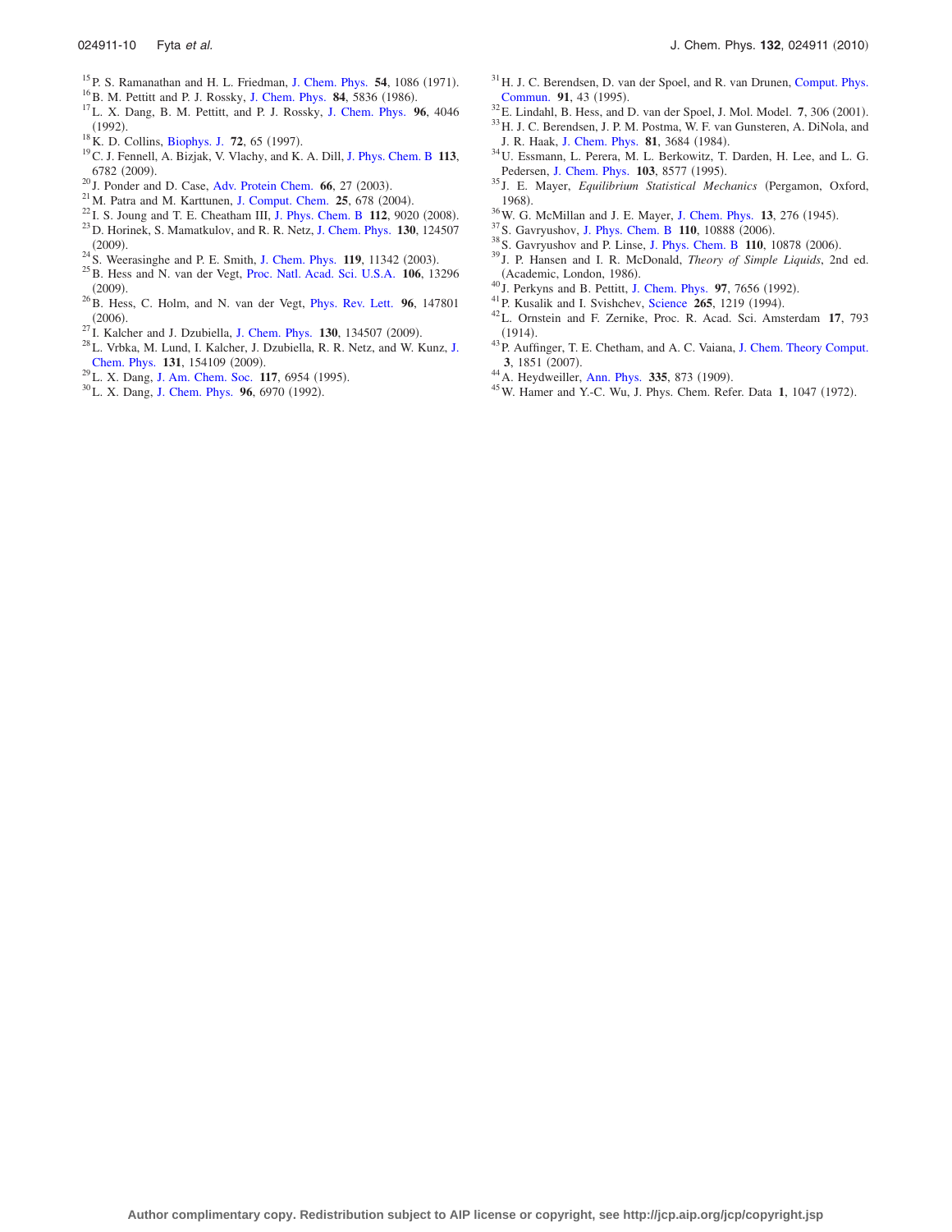[15] P. S. Ramanathan and H. L. Friedman, J. Chem. Phys. **54**, 1086 (1971).

[16] B. M. Pettitt and P. J. Rossky, J. Chem. Phys. **84**, 5836 (1986).

[17] L. X. Dang, B. M. Pettitt, and P. J. Rossky, J. Chem. Phys. **96**, 4046 (1992).

[18] K. D. Collins, Biophys. J. **72**, 65 (1997).

[19] C. J. Fennell, A. Bizjak, V. Vlachy, and K. A. Dill, J. Phys. Chem. B **113**, 6782 (2009).

[20] J. Ponder and D. Case, Adv. Protein Chem. **66**, 27 (2003).

[21] M. Patra and M. Karttunen, J. Comput. Chem. **25**, 678 (2004).

[22] I. S. Joung and T. E. Cheatham III, J. Phys. Chem. B **112**, 9020 (2008).

[23] D. Horinek, S. Mamatkulov, and R. R. Netz, J. Chem. Phys. **130**, 124507 (2009).

[24] S. Weerasinghe and P. E. Smith, J. Chem. Phys. **119**, 11342 (2003).

[25] B. Hess and N. van der Vegt, Proc. Natl. Acad. Sci. U.S.A. **106**, 13296 (2009).

[26] B. Hess, C. Holm, and N. van der Vegt, Phys. Rev. Lett. **96**, 147801 (2006).

[27] I. Kalcher and J. Dzubiella, J. Chem. Phys. **130**, 134507 (2009).

[28] L. Vrbka, M. Lund, I. Kalcher, J. Dzubiella, R. R. Netz, and W. Kunz, J. Chem. Phys. **131**, 154109 (2009).

[29] L. X. Dang, J. Am. Chem. Soc. **117**, 6954 (1995).

[30] L. X. Dang, J. Chem. Phys. **96**, 6970 (1992).

[31] H. J. C. Berendsen, D. van der Spoel, and R. van Drunen, Comput. Phys. Commun. **91**, 43 (1995).

[32] E. Lindahl, B. Hess, and D. van der Spoel, J. Mol. Model. **7**, 306 (2001).

[33] H. J. C. Berendsen, J. P. M. Postma, W. F. van Gunsteren, A. DiNola, and J. R. Haak, J. Chem. Phys. **81**, 3684 (1984).

[34] U. Essmann, L. Perera, M. L. Berkowitz, T. Darden, H. Lee, and L. G. Pedersen, J. Chem. Phys. **103**, 8577 (1995).

[35] J. E. Mayer, *Equilibrium Statistical Mechanics* (Pergamon, Oxford, 1968).

[36] W. G. McMillan and J. E. Mayer, J. Chem. Phys. **13**, 276 (1945).

[37] S. Gavryushov, J. Phys. Chem. B **110**, 10888 (2006).

[38] S. Gavryushov and P. Linse, J. Phys. Chem. B **110**, 10878 (2006).

[39] J. P. Hansen and I. R. McDonald, *Theory of Simple Liquids*, 2nd ed. (Academic, London, 1986).

[40] J. Perkyns and B. Pettitt, J. Chem. Phys. **97**, 7656 (1992).

[41] P. Kusalik and I. Svishchev, Science **265**, 1219 (1994).

[42] L. Ornstein and F. Zernike, Proc. R. Acad. Sci. Amsterdam **17**, 793 (1914).

[43] P. Auffinger, T. E. Chetham, and A. C. Vaiana, J. Chem. Theory Comput. **3**, 1851 (2007).

[44] A. Heydweiller, Ann. Phys. **335**, 873 (1909).

[45] W. Hamer and Y.-C. Wu, J. Phys. Chem. Refer. Data **1**, 1047 (1972).